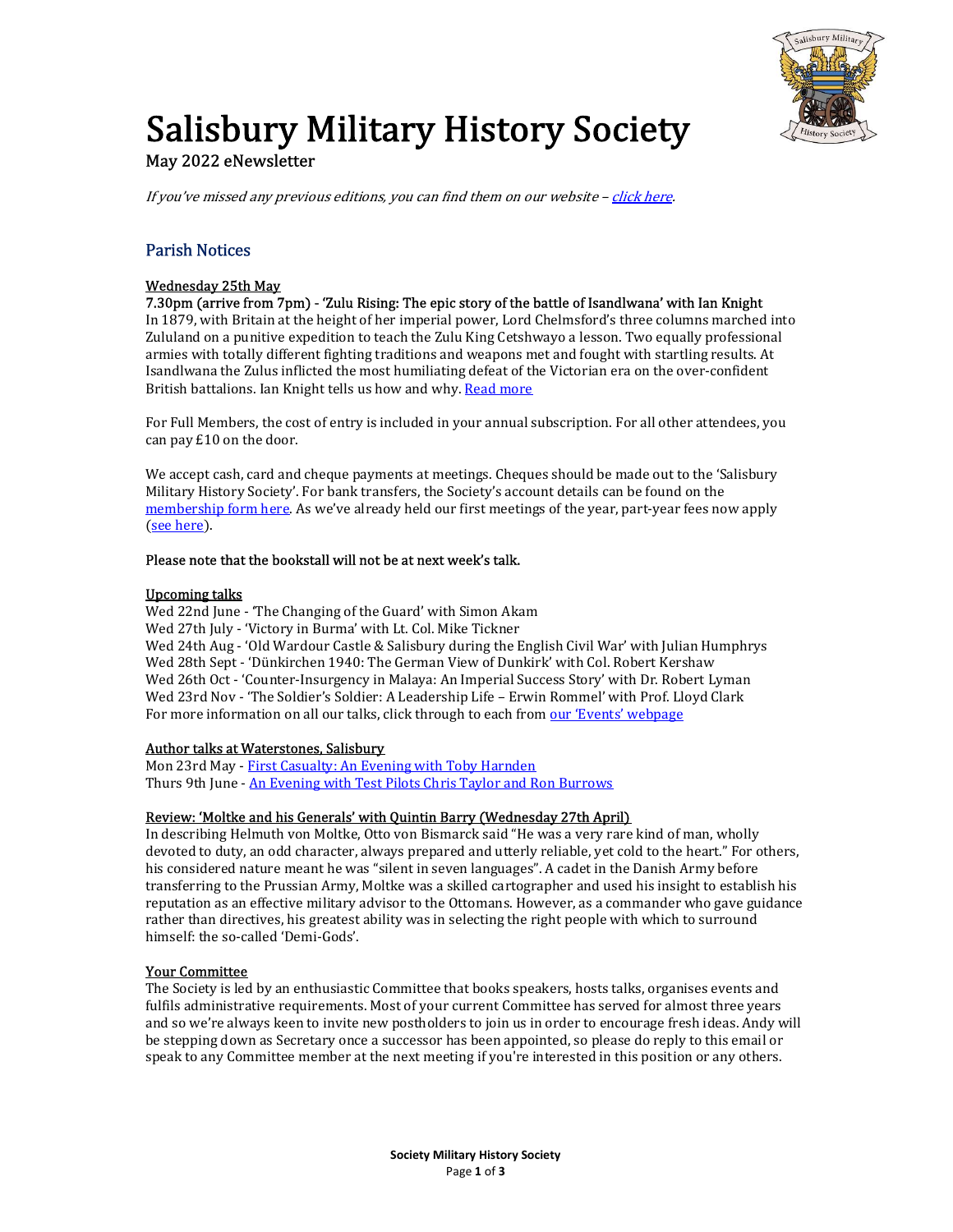# Salisbury Military History Society

May 2022 eNewsletter

*If you've missed any previous editions, you can find them on our website – [click here](#).*

## Parish Notices

<u>Wednesday 25th May</u>

**7.30pm (arrive from 7pm) - 'Zulu Rising: The epic story of the battle of Isandlwana' with Ian Knight**

In 1879, with Britain at the height of her imperial power, Lord Chelmsford's three columns marched into Zululand on a punitive expedition to teach the Zulu King Cetshwayo a lesson. Two equally professional armies with totally different fighting traditions and weapons met and fought with startling results. At Isandlwana the Zulus inflicted the most humiliating defeat of the Victorian era on the over-confident British battalions. Ian Knight tells us how and why. [Read more](#)

For Full Members, the cost of entry is included in your annual subscription. For all other attendees, you can pay £10 on the door.

We accept cash, card and cheque payments at meetings. Cheques should be made out to the 'Salisbury Military History Society'. For bank transfers, the Society's account details can be found on the [membership form here](#). As we've already held our first meetings of the year, part-year fees now apply ([see here](#)).

**Please note that the bookstall will not be at next week's talk.**

<u>Upcoming talks</u>

Wed 22nd June - 'The Changing of the Guard' with Simon Akam
Wed 27th July - 'Victory in Burma' with Lt. Col. Mike Tickner
Wed 24th Aug - 'Old Wardour Castle & Salisbury during the English Civil War' with Julian Humphrys
Wed 28th Sept - 'Dünkirchen 1940: The German View of Dunkirk' with Col. Robert Kershaw
Wed 26th Oct - 'Counter-Insurgency in Malaya: An Imperial Success Story' with Dr. Robert Lyman
Wed 23rd Nov - 'The Soldier's Soldier: A Leadership Life – Erwin Rommel' with Prof. Lloyd Clark
For more information on all our talks, click through to each from [our 'Events' webpage](#)

<u>Author talks at Waterstones, Salisbury</u>

Mon 23rd May - [First Casualty: An Evening with Toby Harnden](#)
Thurs 9th June - [An Evening with Test Pilots Chris Taylor and Ron Burrows](#)

<u>Review: 'Moltke and his Generals' with Quintin Barry (Wednesday 27th April)</u>

In describing Helmuth von Moltke, Otto von Bismarck said "He was a very rare kind of man, wholly devoted to duty, an odd character, always prepared and utterly reliable, yet cold to the heart." For others, his considered nature meant he was "silent in seven languages". A cadet in the Danish Army before transferring to the Prussian Army, Moltke was a skilled cartographer and used his insight to establish his reputation as an effective military advisor to the Ottomans. However, as a commander who gave guidance rather than directives, his greatest ability was in selecting the right people with which to surround himself: the so-called 'Demi-Gods'.

<u>Your Committee</u>

The Society is led by an enthusiastic Committee that books speakers, hosts talks, organises events and fulfils administrative requirements. Most of your current Committee has served for almost three years and so we're always keen to invite new postholders to join us in order to encourage fresh ideas. Andy will be stepping down as Secretary once a successor has been appointed, so please do reply to this email or speak to any Committee member at the next meeting if you're interested in this position or any others.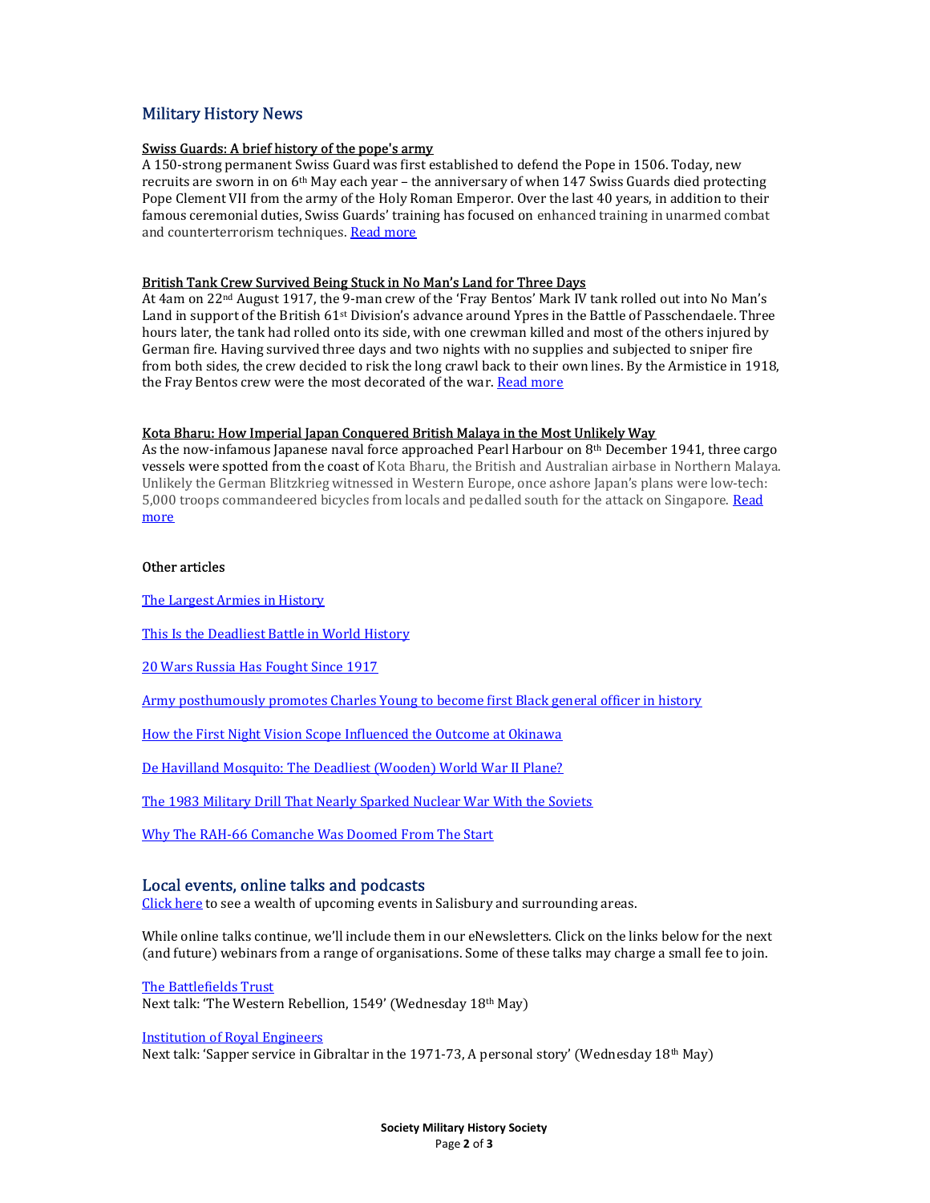## Military History News

### Swiss Guards: A brief history of the pope's army

A 150-strong permanent Swiss Guard was first established to defend the Pope in 1506. Today, new recruits are sworn in on 6th May each year – the anniversary of when 147 Swiss Guards died protecting Pope Clement VII from the army of the Holy Roman Emperor. Over the last 40 years, in addition to their famous ceremonial duties, Swiss Guards' training has focused on enhanced training in unarmed combat and counterterrorism techniques. Read more

### British Tank Crew Survived Being Stuck in No Man's Land for Three Days

At 4am on 22nd August 1917, the 9-man crew of the 'Fray Bentos' Mark IV tank rolled out into No Man's Land in support of the British 61st Division's advance around Ypres in the Battle of Passchendaele. Three hours later, the tank had rolled onto its side, with one crewman killed and most of the others injured by German fire. Having survived three days and two nights with no supplies and subjected to sniper fire from both sides, the crew decided to risk the long crawl back to their own lines. By the Armistice in 1918, the Fray Bentos crew were the most decorated of the war. Read more

### Kota Bharu: How Imperial Japan Conquered British Malaya in the Most Unlikely Way

As the now-infamous Japanese naval force approached Pearl Harbour on 8th December 1941, three cargo vessels were spotted from the coast of Kota Bharu, the British and Australian airbase in Northern Malaya. Unlikely the German Blitzkrieg witnessed in Western Europe, once ashore Japan's plans were low-tech: 5,000 troops commandeered bicycles from locals and pedalled south for the attack on Singapore. Read more

### Other articles

The Largest Armies in History

This Is the Deadliest Battle in World History

20 Wars Russia Has Fought Since 1917

Army posthumously promotes Charles Young to become first Black general officer in history

How the First Night Vision Scope Influenced the Outcome at Okinawa

De Havilland Mosquito: The Deadliest (Wooden) World War II Plane?

The 1983 Military Drill That Nearly Sparked Nuclear War With the Soviets

Why The RAH-66 Comanche Was Doomed From The Start

## Local events, online talks and podcasts

Click here to see a wealth of upcoming events in Salisbury and surrounding areas.

While online talks continue, we'll include them in our eNewsletters. Click on the links below for the next (and future) webinars from a range of organisations. Some of these talks may charge a small fee to join.

The Battlefields Trust
Next talk: 'The Western Rebellion, 1549' (Wednesday 18th May)

Institution of Royal Engineers
Next talk: 'Sapper service in Gibraltar in the 1971-73, A personal story' (Wednesday 18th May)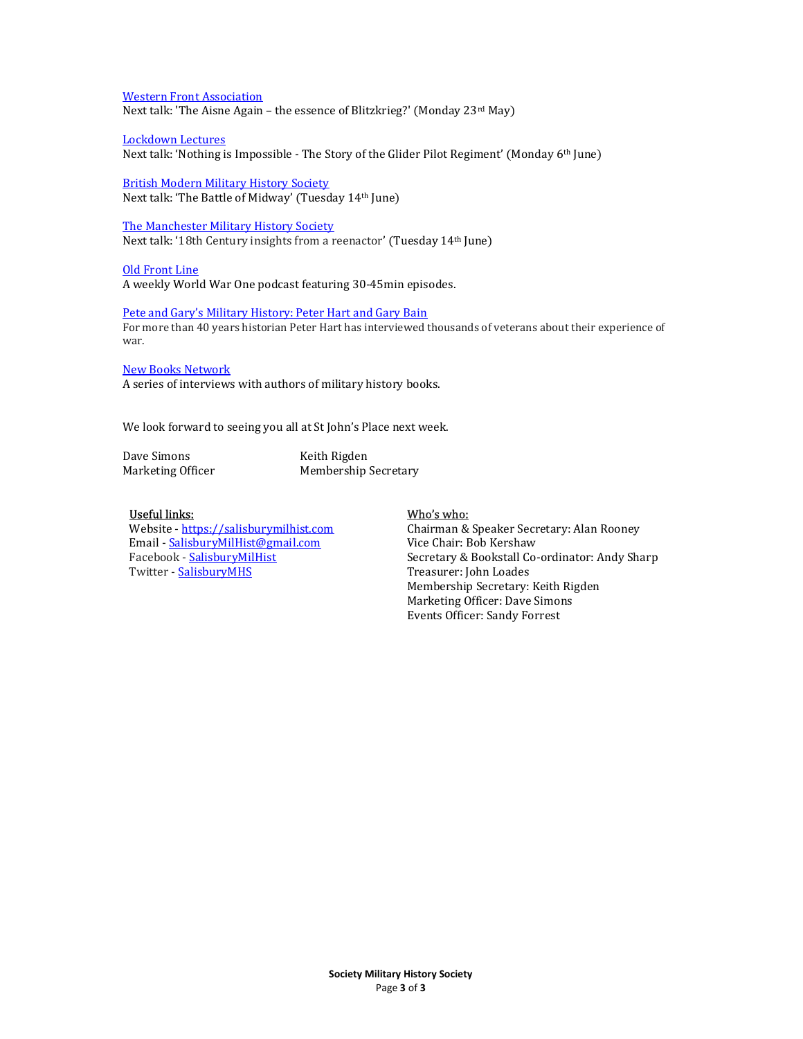Western Front Association
Next talk: 'The Aisne Again – the essence of Blitzkrieg?' (Monday 23rd May)

Lockdown Lectures
Next talk: 'Nothing is Impossible - The Story of the Glider Pilot Regiment' (Monday 6th June)

British Modern Military History Society
Next talk: 'The Battle of Midway' (Tuesday 14th June)

The Manchester Military History Society
Next talk: '18th Century insights from a reenactor' (Tuesday 14th June)

Old Front Line
A weekly World War One podcast featuring 30-45min episodes.

Pete and Gary's Military History: Peter Hart and Gary Bain
For more than 40 years historian Peter Hart has interviewed thousands of veterans about their experience of war.

New Books Network
A series of interviews with authors of military history books.

We look forward to seeing you all at St John's Place next week.

Dave Simons
Marketing Officer

Keith Rigden
Membership Secretary

**Useful links:**

Website - https://salisburymilhist.com
Email - SalisburyMilHist@gmail.com
Facebook - SalisburyMilHist
Twitter - SalisburyMHS

**Who's who:**

Chairman & Speaker Secretary: Alan Rooney
Vice Chair: Bob Kershaw
Secretary & Bookstall Co-ordinator: Andy Sharp
Treasurer: John Loades
Membership Secretary: Keith Rigden
Marketing Officer: Dave Simons
Events Officer: Sandy Forrest